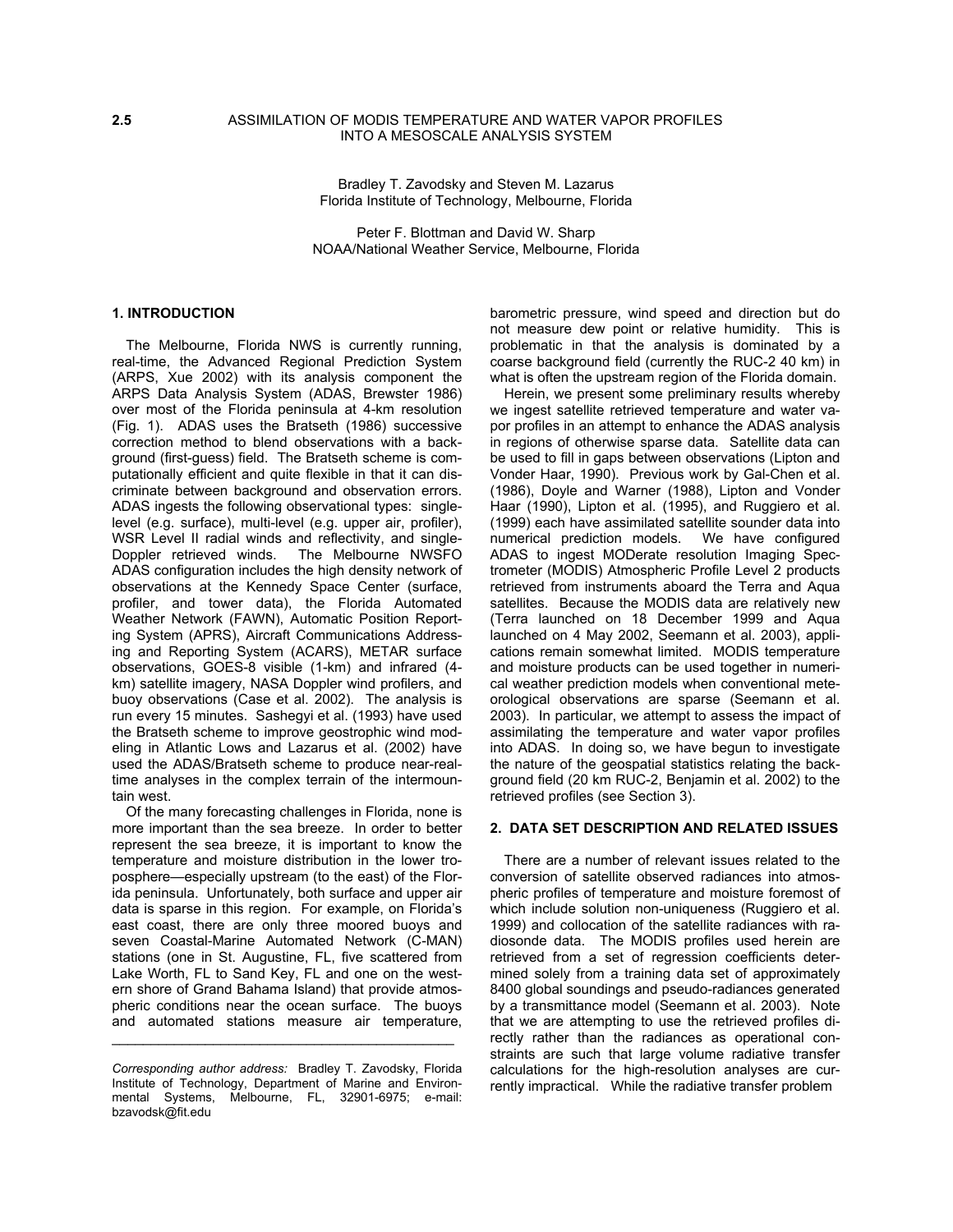**2.5** ASSIMILATION OF MODIS TEMPERATURE AND WATER VAPOR PROFILES INTO A MESOSCALE ANALYSIS SYSTEM

Bradley T. Zavodsky and Steven M. Lazarus
Florida Institute of Technology, Melbourne, Florida

Peter F. Blottman and David W. Sharp
NOAA/National Weather Service, Melbourne, Florida

## 1. INTRODUCTION

The Melbourne, Florida NWS is currently running, real-time, the Advanced Regional Prediction System (ARPS, Xue 2002) with its analysis component the ARPS Data Analysis System (ADAS, Brewster 1986) over most of the Florida peninsula at 4-km resolution (Fig. 1). ADAS uses the Bratseth (1986) successive correction method to blend observations with a background (first-guess) field. The Bratseth scheme is computationally efficient and quite flexible in that it can discriminate between background and observation errors. ADAS ingests the following observational types: single-level (e.g. surface), multi-level (e.g. upper air, profiler), WSR Level II radial winds and reflectivity, and single-Doppler retrieved winds. The Melbourne NWSFO ADAS configuration includes the high density network of observations at the Kennedy Space Center (surface, profiler, and tower data), the Florida Automated Weather Network (FAWN), Automatic Position Reporting System (APRS), Aircraft Communications Addressing and Reporting System (ACARS), METAR surface observations, GOES-8 visible (1-km) and infrared (4-km) satellite imagery, NASA Doppler wind profilers, and buoy observations (Case et al. 2002). The analysis is run every 15 minutes. Sashegyi et al. (1993) have used the Bratseth scheme to improve geostrophic wind modeling in Atlantic Lows and Lazarus et al. (2002) have used the ADAS/Bratseth scheme to produce near-real-time analyses in the complex terrain of the intermountain west.

Of the many forecasting challenges in Florida, none is more important than the sea breeze. In order to better represent the sea breeze, it is important to know the temperature and moisture distribution in the lower troposphere—especially upstream (to the east) of the Florida peninsula. Unfortunately, both surface and upper air data is sparse in this region. For example, on Florida's east coast, there are only three moored buoys and seven Coastal-Marine Automated Network (C-MAN) stations (one in St. Augustine, FL, five scattered from Lake Worth, FL to Sand Key, FL and one on the western shore of Grand Bahama Island) that provide atmospheric conditions near the ocean surface. The buoys and automated stations measure air temperature, barometric pressure, wind speed and direction but do not measure dew point or relative humidity. This is problematic in that the analysis is dominated by a coarse background field (currently the RUC-2 40 km) in what is often the upstream region of the Florida domain.

Herein, we present some preliminary results whereby we ingest satellite retrieved temperature and water vapor profiles in an attempt to enhance the ADAS analysis in regions of otherwise sparse data. Satellite data can be used to fill in gaps between observations (Lipton and Vonder Haar, 1990). Previous work by Gal-Chen et al. (1986), Doyle and Warner (1988), Lipton and Vonder Haar (1990), Lipton et al. (1995), and Ruggiero et al. (1999) each have assimilated satellite sounder data into numerical prediction models. We have configured ADAS to ingest MODerate resolution Imaging Spectrometer (MODIS) Atmospheric Profile Level 2 products retrieved from instruments aboard the Terra and Aqua satellites. Because the MODIS data are relatively new (Terra launched on 18 December 1999 and Aqua launched on 4 May 2002, Seemann et al. 2003), applications remain somewhat limited. MODIS temperature and moisture products can be used together in numerical weather prediction models when conventional meteorological observations are sparse (Seemann et al. 2003). In particular, we attempt to assess the impact of assimilating the temperature and water vapor profiles into ADAS. In doing so, we have begun to investigate the nature of the geospatial statistics relating the background field (20 km RUC-2, Benjamin et al. 2002) to the retrieved profiles (see Section 3).

## 2. DATA SET DESCRIPTION AND RELATED ISSUES

There are a number of relevant issues related to the conversion of satellite observed radiances into atmospheric profiles of temperature and moisture foremost of which include solution non-uniqueness (Ruggiero et al. 1999) and collocation of the satellite radiances with radiosonde data. The MODIS profiles used herein are retrieved from a set of regression coefficients determined solely from a training data set of approximately 8400 global soundings and pseudo-radiances generated by a transmittance model (Seemann et al. 2003). Note that we are attempting to use the retrieved profiles directly rather than the radiances as operational constraints are such that large volume radiative transfer calculations for the high-resolution analyses are currently impractical. While the radiative transfer problem

---

*Corresponding author address:* Bradley T. Zavodsky, Florida Institute of Technology, Department of Marine and Environmental Systems, Melbourne, FL, 32901-6975; e-mail: bzavodsk@fit.edu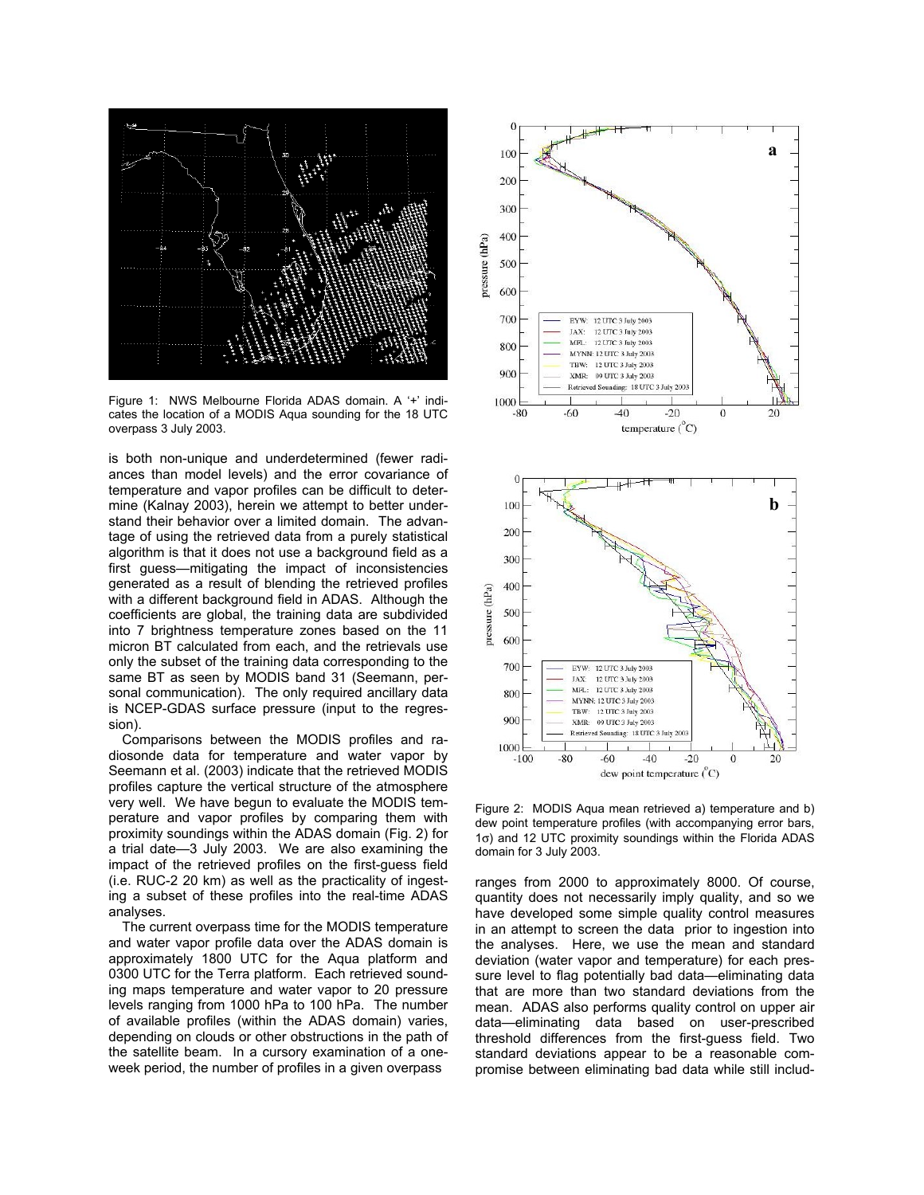Figure 1: NWS Melbourne Florida ADAS domain. A '+' indicates the location of a MODIS Aqua sounding for the 18 UTC overpass 3 July 2003.

is both non-unique and underdetermined (fewer radiances than model levels) and the error covariance of temperature and vapor profiles can be difficult to determine (Kalnay 2003), herein we attempt to better understand their behavior over a limited domain. The advantage of using the retrieved data from a purely statistical algorithm is that it does not use a background field as a first guess—mitigating the impact of inconsistencies generated as a result of blending the retrieved profiles with a different background field in ADAS. Although the coefficients are global, the training data are subdivided into 7 brightness temperature zones based on the 11 micron BT calculated from each, and the retrievals use only the subset of the training data corresponding to the same BT as seen by MODIS band 31 (Seemann, personal communication). The only required ancillary data is NCEP-GDAS surface pressure (input to the regression).

Comparisons between the MODIS profiles and radiosonde data for temperature and water vapor by Seemann et al. (2003) indicate that the retrieved MODIS profiles capture the vertical structure of the atmosphere very well. We have begun to evaluate the MODIS temperature and vapor profiles by comparing them with proximity soundings within the ADAS domain (Fig. 2) for a trial date—3 July 2003. We are also examining the impact of the retrieved profiles on the first-guess field (i.e. RUC-2 20 km) as well as the practicality of ingesting a subset of these profiles into the real-time ADAS analyses.

The current overpass time for the MODIS temperature and water vapor profile data over the ADAS domain is approximately 1800 UTC for the Aqua platform and 0300 UTC for the Terra platform. Each retrieved sounding maps temperature and water vapor to 20 pressure levels ranging from 1000 hPa to 100 hPa. The number of available profiles (within the ADAS domain) varies, depending on clouds or other obstructions in the path of the satellite beam. In a cursory examination of a one-week period, the number of profiles in a given overpass

Figure 2: MODIS Aqua mean retrieved a) temperature and b) dew point temperature profiles (with accompanying error bars, 1$\sigma$) and 12 UTC proximity soundings within the Florida ADAS domain for 3 July 2003.

ranges from 2000 to approximately 8000. Of course, quantity does not necessarily imply quality, and so we have developed some simple quality control measures in an attempt to screen the data prior to ingestion into the analyses. Here, we use the mean and standard deviation (water vapor and temperature) for each pressure level to flag potentially bad data—eliminating data that are more than two standard deviations from the mean. ADAS also performs quality control on upper air data—eliminating data based on user-prescribed threshold differences from the first-guess field. Two standard deviations appear to be a reasonable compromise between eliminating bad data while still includ-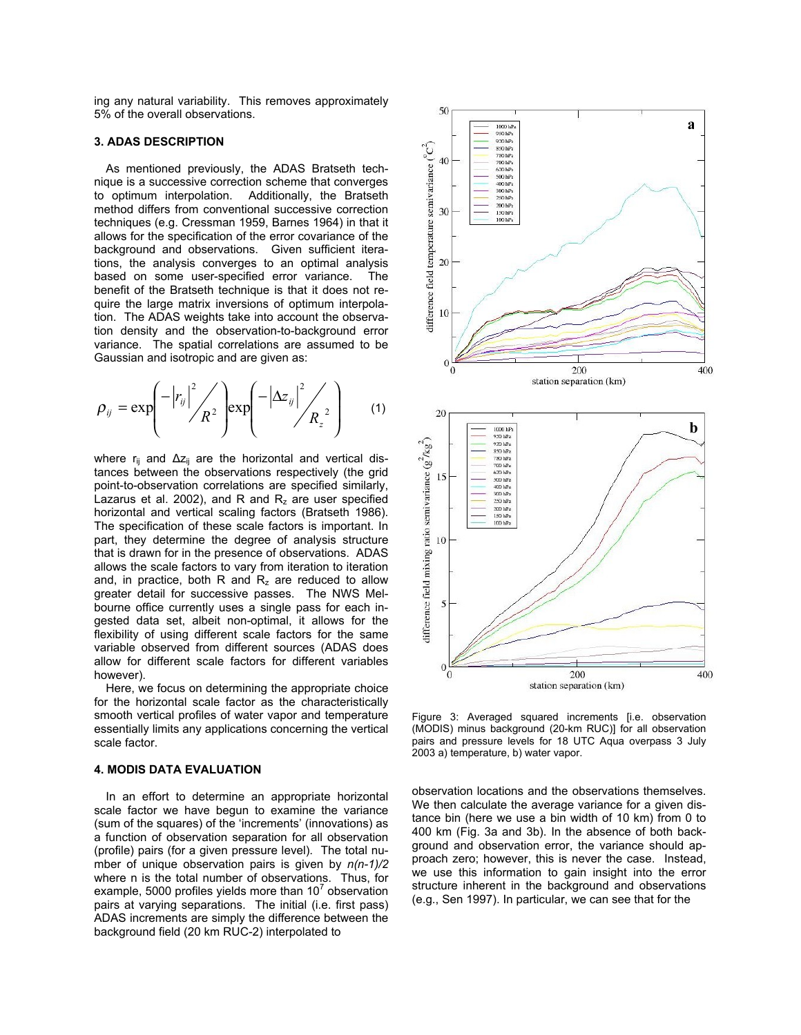ing any natural variability. This removes approximately 5% of the overall observations.

### 3. ADAS DESCRIPTION

As mentioned previously, the ADAS Bratseth technique is a successive correction scheme that converges to optimum interpolation. Additionally, the Bratseth method differs from conventional successive correction techniques (e.g. Cressman 1959, Barnes 1964) in that it allows for the specification of the error covariance of the background and observations. Given sufficient iterations, the analysis converges to an optimal analysis based on some user-specified error variance. The benefit of the Bratseth technique is that it does not require the large matrix inversions of optimum interpolation. The ADAS weights take into account the observation density and the observation-to-background error variance. The spatial correlations are assumed to be Gaussian and isotropic and are given as:

$$\rho_{ij} = \exp\left( \frac{-\left|r_{ij}\right|^2}{R^2} \right) \exp\left( \frac{-\left|\Delta z_{ij}\right|^2}{R_z^{\,2}} \right) \qquad (1)$$

where $r_{ij}$ and $\Delta z_{ij}$ are the horizontal and vertical distances between the observations respectively (the grid point-to-observation correlations are specified similarly, Lazarus et al. 2002), and R and $R_z$ are user specified horizontal and vertical scaling factors (Bratseth 1986). The specification of these scale factors is important. In part, they determine the degree of analysis structure that is drawn for in the presence of observations. ADAS allows the scale factors to vary from iteration to iteration and, in practice, both R and $R_z$ are reduced to allow greater detail for successive passes. The NWS Melbourne office currently uses a single pass for each ingested data set, albeit non-optimal, it allows for the flexibility of using different scale factors for the same variable observed from different sources (ADAS does allow for different scale factors for different variables however).

Here, we focus on determining the appropriate choice for the horizontal scale factor as the characteristically smooth vertical profiles of water vapor and temperature essentially limits any applications concerning the vertical scale factor.

### 4. MODIS DATA EVALUATION

In an effort to determine an appropriate horizontal scale factor we have begun to examine the variance (sum of the squares) of the 'increments' (innovations) as a function of observation separation for all observation (profile) pairs (for a given pressure level). The total number of unique observation pairs is given by *n(n-1)/2* where n is the total number of observations. Thus, for example, 5000 profiles yields more than $10^7$ observation pairs at varying separations. The initial (i.e. first pass) ADAS increments are simply the difference between the background field (20 km RUC-2) interpolated to observation locations and the observations themselves. We then calculate the average variance for a given distance bin (here we use a bin width of 10 km) from 0 to 400 km (Fig. 3a and 3b). In the absence of both background and observation error, the variance should approach zero; however, this is never the case. Instead, we use this information to gain insight into the error structure inherent in the background and observations (e.g., Sen 1997). In particular, we can see that for the

Figure 3: Averaged squared increments [i.e. observation (MODIS) minus background (20-km RUC)] for all observation pairs and pressure levels for 18 UTC Aqua overpass 3 July 2003 a) temperature, b) water vapor.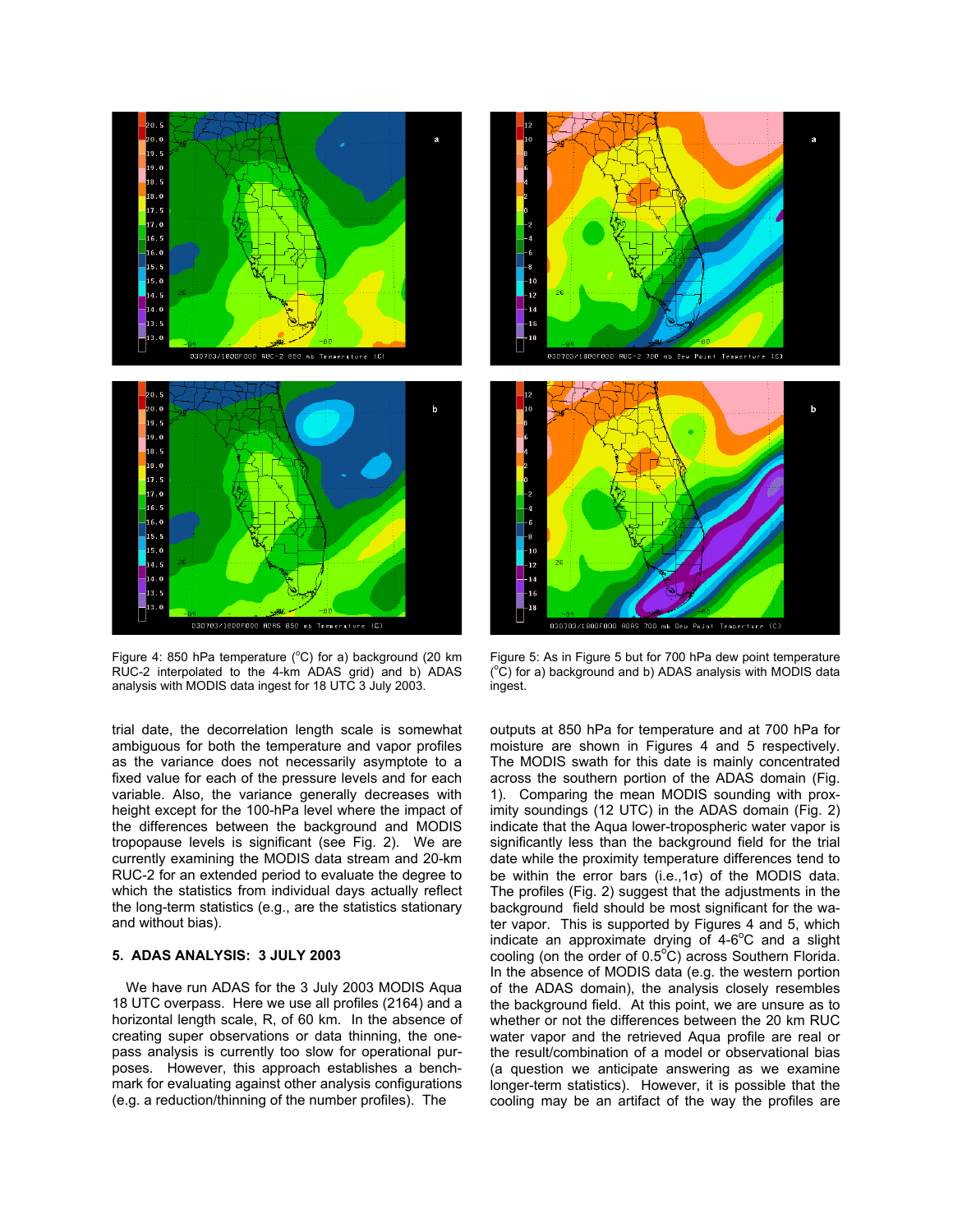Figure 4: 850 hPa temperature (°C) for a) background (20 km RUC-2 interpolated to the 4-km ADAS grid) and b) ADAS analysis with MODIS data ingest for 18 UTC 3 July 2003.

Figure 5: As in Figure 5 but for 700 hPa dew point temperature (°C) for a) background and b) ADAS analysis with MODIS data ingest.

trial date, the decorrelation length scale is somewhat ambiguous for both the temperature and vapor profiles as the variance does not necessarily asymptote to a fixed value for each of the pressure levels and for each variable. Also, the variance generally decreases with height except for the 100-hPa level where the impact of the differences between the background and MODIS tropopause levels is significant (see Fig. 2). We are currently examining the MODIS data stream and 20-km RUC-2 for an extended period to evaluate the degree to which the statistics from individual days actually reflect the long-term statistics (e.g., are the statistics stationary and without bias).

## 5. ADAS ANALYSIS: 3 JULY 2003

We have run ADAS for the 3 July 2003 MODIS Aqua 18 UTC overpass. Here we use all profiles (2164) and a horizontal length scale, R, of 60 km. In the absence of creating super observations or data thinning, the one-pass analysis is currently too slow for operational purposes. However, this approach establishes a benchmark for evaluating against other analysis configurations (e.g. a reduction/thinning of the number profiles). The outputs at 850 hPa for temperature and at 700 hPa for moisture are shown in Figures 4 and 5 respectively. The MODIS swath for this date is mainly concentrated across the southern portion of the ADAS domain (Fig. 1). Comparing the mean MODIS sounding with proximity soundings (12 UTC) in the ADAS domain (Fig. 2) indicate that the Aqua lower-tropospheric water vapor is significantly less than the background field for the trial date while the proximity temperature differences tend to be within the error bars (i.e.,1σ) of the MODIS data. The profiles (Fig. 2) suggest that the adjustments in the background field should be most significant for the water vapor. This is supported by Figures 4 and 5, which indicate an approximate drying of 4-6°C and a slight cooling (on the order of 0.5°C) across Southern Florida. In the absence of MODIS data (e.g. the western portion of the ADAS domain), the analysis closely resembles the background field. At this point, we are unsure as to whether or not the differences between the 20 km RUC water vapor and the retrieved Aqua profile are real or the result/combination of a model or observational bias (a question we anticipate answering as we examine longer-term statistics). However, it is possible that the cooling may be an artifact of the way the profiles are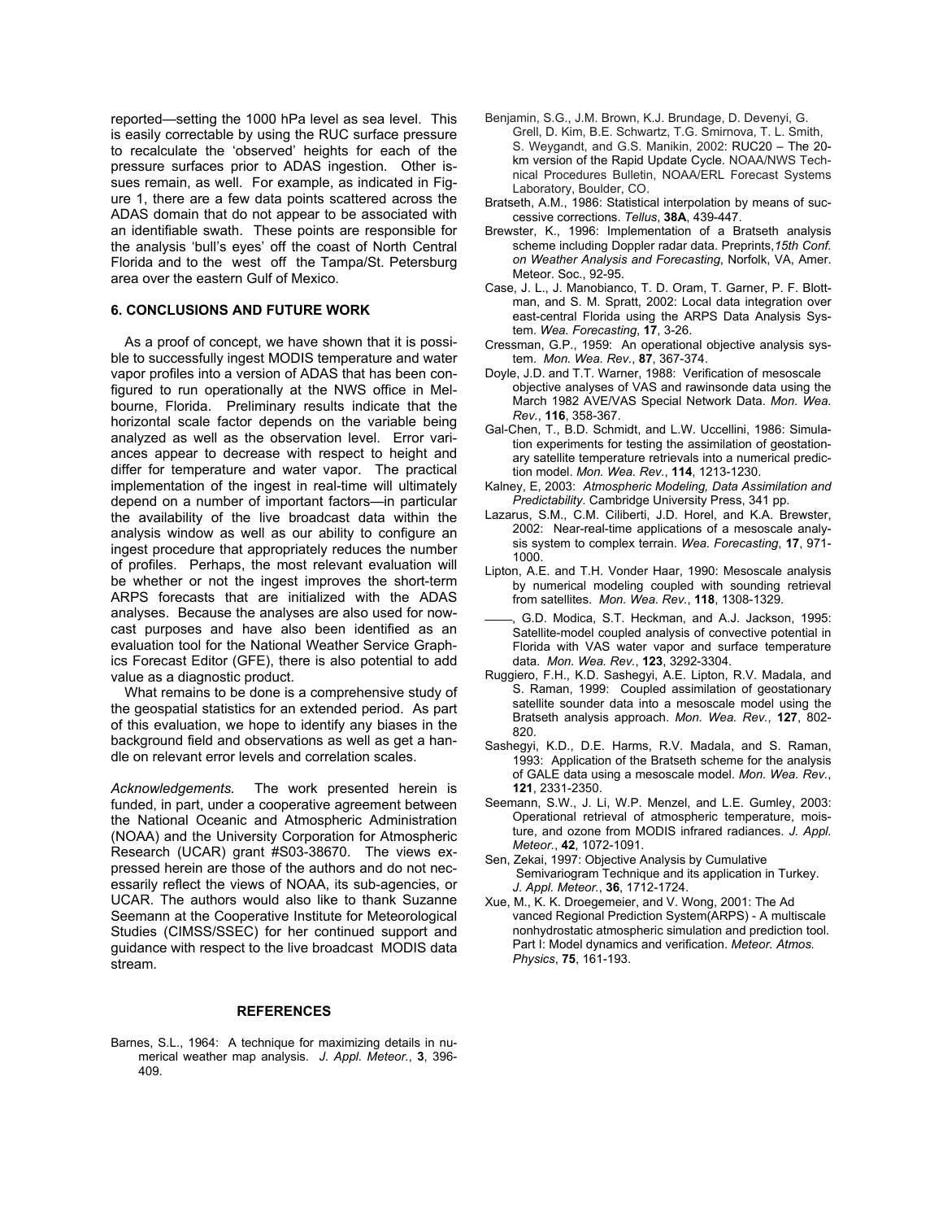reported—setting the 1000 hPa level as sea level. This is easily correctable by using the RUC surface pressure to recalculate the 'observed' heights for each of the pressure surfaces prior to ADAS ingestion. Other issues remain, as well. For example, as indicated in Figure 1, there are a few data points scattered across the ADAS domain that do not appear to be associated with an identifiable swath. These points are responsible for the analysis 'bull's eyes' off the coast of North Central Florida and to the west off the Tampa/St. Petersburg area over the eastern Gulf of Mexico.

## 6. CONCLUSIONS AND FUTURE WORK

As a proof of concept, we have shown that it is possible to successfully ingest MODIS temperature and water vapor profiles into a version of ADAS that has been configured to run operationally at the NWS office in Melbourne, Florida. Preliminary results indicate that the horizontal scale factor depends on the variable being analyzed as well as the observation level. Error variances appear to decrease with respect to height and differ for temperature and water vapor. The practical implementation of the ingest in real-time will ultimately depend on a number of important factors—in particular the availability of the live broadcast data within the analysis window as well as our ability to configure an ingest procedure that appropriately reduces the number of profiles. Perhaps, the most relevant evaluation will be whether or not the ingest improves the short-term ARPS forecasts that are initialized with the ADAS analyses. Because the analyses are also used for nowcast purposes and have also been identified as an evaluation tool for the National Weather Service Graphics Forecast Editor (GFE), there is also potential to add value as a diagnostic product.

What remains to be done is a comprehensive study of the geospatial statistics for an extended period. As part of this evaluation, we hope to identify any biases in the background field and observations as well as get a handle on relevant error levels and correlation scales.

*Acknowledgements.* The work presented herein is funded, in part, under a cooperative agreement between the National Oceanic and Atmospheric Administration (NOAA) and the University Corporation for Atmospheric Research (UCAR) grant #S03-38670. The views expressed herein are those of the authors and do not necessarily reflect the views of NOAA, its sub-agencies, or UCAR. The authors would also like to thank Suzanne Seemann at the Cooperative Institute for Meteorological Studies (CIMSS/SSEC) for her continued support and guidance with respect to the live broadcast MODIS data stream.

## REFERENCES

Barnes, S.L., 1964: A technique for maximizing details in numerical weather map analysis. *J. Appl. Meteor.*, **3**, 396-409.

Benjamin, S.G., J.M. Brown, K.J. Brundage, D. Devenyi, G. Grell, D. Kim, B.E. Schwartz, T.G. Smirnova, T. L. Smith, S. Weygandt, and G.S. Manikin, 2002: RUC20 – The 20-km version of the Rapid Update Cycle. NOAA/NWS Technical Procedures Bulletin, NOAA/ERL Forecast Systems Laboratory, Boulder, CO.

Bratseth, A.M., 1986: Statistical interpolation by means of successive corrections. *Tellus*, **38A**, 439-447.

Brewster, K., 1996: Implementation of a Bratseth analysis scheme including Doppler radar data. Preprints, *15th Conf. on Weather Analysis and Forecasting*, Norfolk, VA, Amer. Meteor. Soc., 92-95.

Case, J. L., J. Manobianco, T. D. Oram, T. Garner, P. F. Blottman, and S. M. Spratt, 2002: Local data integration over east-central Florida using the ARPS Data Analysis System. *Wea. Forecasting*, **17**, 3-26.

Cressman, G.P., 1959: An operational objective analysis system. *Mon. Wea. Rev.*, **87**, 367-374.

Doyle, J.D. and T.T. Warner, 1988: Verification of mesoscale objective analyses of VAS and rawinsonde data using the March 1982 AVE/VAS Special Network Data. *Mon. Wea. Rev.*, **116**, 358-367.

Gal-Chen, T., B.D. Schmidt, and L.W. Uccellini, 1986: Simulation experiments for testing the assimilation of geostationary satellite temperature retrievals into a numerical prediction model. *Mon. Wea. Rev.*, **114**, 1213-1230.

Kalney, E, 2003: *Atmospheric Modeling, Data Assimilation and Predictability*. Cambridge University Press, 341 pp.

Lazarus, S.M., C.M. Ciliberti, J.D. Horel, and K.A. Brewster, 2002: Near-real-time applications of a mesoscale analysis system to complex terrain. *Wea. Forecasting*, **17**, 971-1000.

Lipton, A.E. and T.H. Vonder Haar, 1990: Mesoscale analysis by numerical modeling coupled with sounding retrieval from satellites. *Mon. Wea. Rev.*, **118**, 1308-1329.

——, G.D. Modica, S.T. Heckman, and A.J. Jackson, 1995: Satellite-model coupled analysis of convective potential in Florida with VAS water vapor and surface temperature data. *Mon. Wea. Rev.*, **123**, 3292-3304.

Ruggiero, F.H., K.D. Sashegyi, A.E. Lipton, R.V. Madala, and S. Raman, 1999: Coupled assimilation of geostationary satellite sounder data into a mesoscale model using the Bratseth analysis approach. *Mon. Wea. Rev.*, **127**, 802-820.

Sashegyi, K.D., D.E. Harms, R.V. Madala, and S. Raman, 1993: Application of the Bratseth scheme for the analysis of GALE data using a mesoscale model. *Mon. Wea. Rev.*, **121**, 2331-2350.

Seemann, S.W., J. Li, W.P. Menzel, and L.E. Gumley, 2003: Operational retrieval of atmospheric temperature, moisture, and ozone from MODIS infrared radiances. *J. Appl. Meteor.*, **42**, 1072-1091.

Sen, Zekai, 1997: Objective Analysis by Cumulative Semivariogram Technique and its application in Turkey. *J. Appl. Meteor.*, **36**, 1712-1724.

Xue, M., K. K. Droegemeier, and V. Wong, 2001: The Ad vanced Regional Prediction System(ARPS) - A multiscale nonhydrostatic atmospheric simulation and prediction tool. Part I: Model dynamics and verification. *Meteor. Atmos. Physics*, **75**, 161-193.